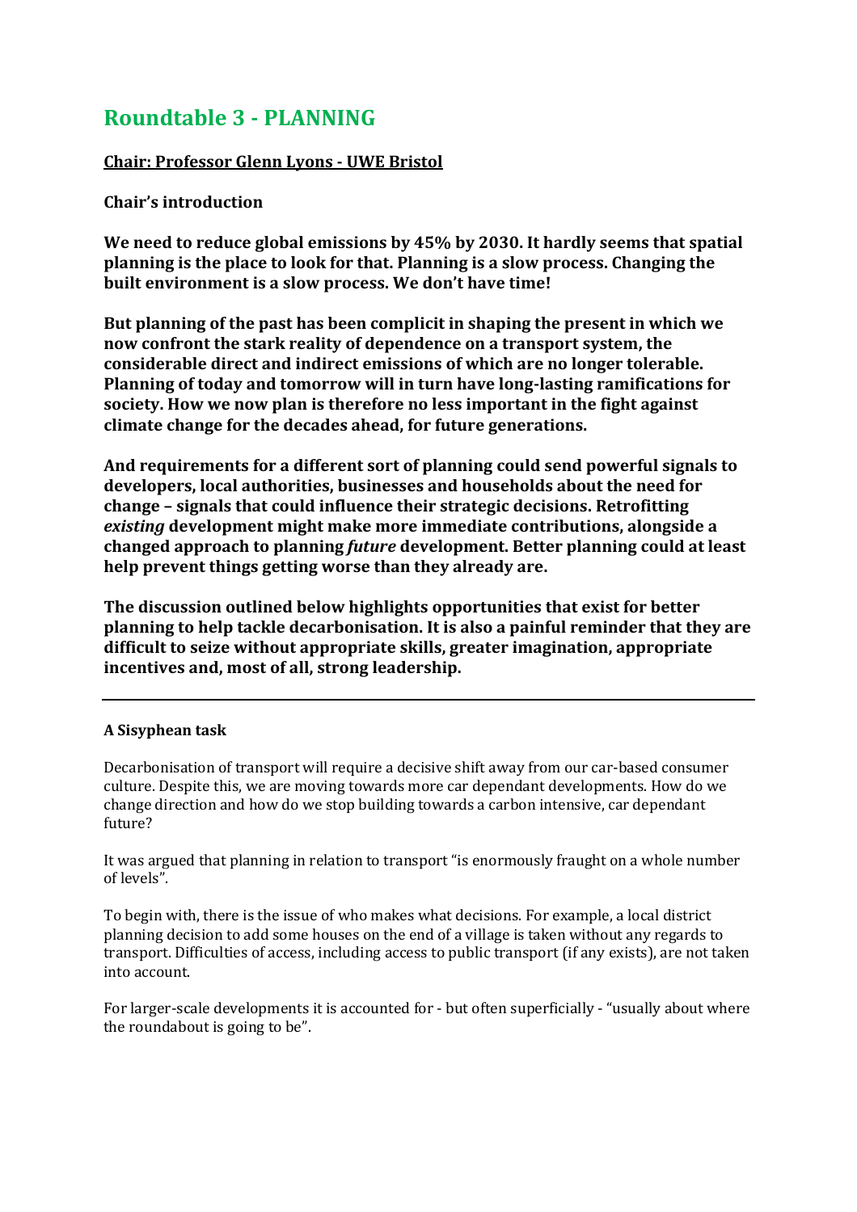# Roundtable 3 - PLANNING

**Chair: Professor Glenn Lyons - UWE Bristol**

**Chair's introduction**

**We need to reduce global emissions by 45% by 2030. It hardly seems that spatial planning is the place to look for that. Planning is a slow process. Changing the built environment is a slow process. We don't have time!**

**But planning of the past has been complicit in shaping the present in which we now confront the stark reality of dependence on a transport system, the considerable direct and indirect emissions of which are no longer tolerable. Planning of today and tomorrow will in turn have long-lasting ramifications for society. How we now plan is therefore no less important in the fight against climate change for the decades ahead, for future generations.**

**And requirements for a different sort of planning could send powerful signals to developers, local authorities, businesses and households about the need for change – signals that could influence their strategic decisions. Retrofitting *existing* development might make more immediate contributions, alongside a changed approach to planning *future* development. Better planning could at least help prevent things getting worse than they already are.**

**The discussion outlined below highlights opportunities that exist for better planning to help tackle decarbonisation. It is also a painful reminder that they are difficult to seize without appropriate skills, greater imagination, appropriate incentives and, most of all, strong leadership.**

---

### A Sisyphean task

Decarbonisation of transport will require a decisive shift away from our car-based consumer culture. Despite this, we are moving towards more car dependant developments. How do we change direction and how do we stop building towards a carbon intensive, car dependant future?

It was argued that planning in relation to transport "is enormously fraught on a whole number of levels".

To begin with, there is the issue of who makes what decisions. For example, a local district planning decision to add some houses on the end of a village is taken without any regards to transport. Difficulties of access, including access to public transport (if any exists), are not taken into account.

For larger-scale developments it is accounted for - but often superficially - "usually about where the roundabout is going to be".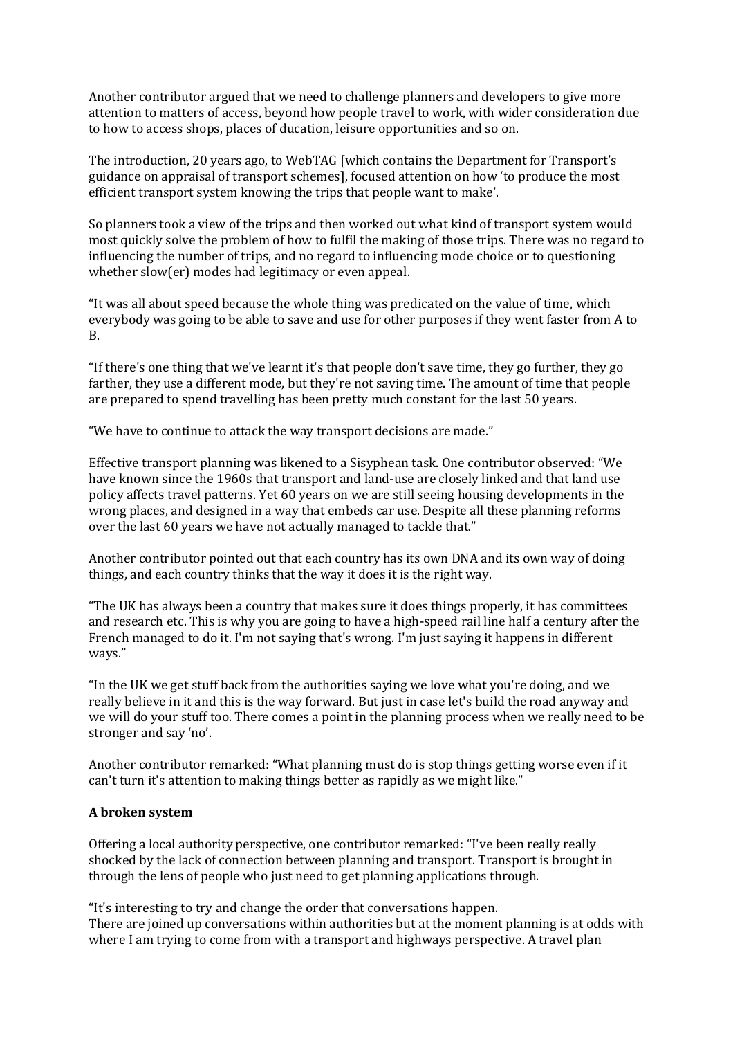Another contributor argued that we need to challenge planners and developers to give more attention to matters of access, beyond how people travel to work, with wider consideration due to how to access shops, places of ducation, leisure opportunities and so on.

The introduction, 20 years ago, to WebTAG [which contains the Department for Transport's guidance on appraisal of transport schemes], focused attention on how 'to produce the most efficient transport system knowing the trips that people want to make'.

So planners took a view of the trips and then worked out what kind of transport system would most quickly solve the problem of how to fulfil the making of those trips. There was no regard to influencing the number of trips, and no regard to influencing mode choice or to questioning whether slow(er) modes had legitimacy or even appeal.

"It was all about speed because the whole thing was predicated on the value of time, which everybody was going to be able to save and use for other purposes if they went faster from A to B.

"If there's one thing that we've learnt it's that people don't save time, they go further, they go farther, they use a different mode, but they're not saving time. The amount of time that people are prepared to spend travelling has been pretty much constant for the last 50 years.

"We have to continue to attack the way transport decisions are made."

Effective transport planning was likened to a Sisyphean task. One contributor observed: "We have known since the 1960s that transport and land-use are closely linked and that land use policy affects travel patterns. Yet 60 years on we are still seeing housing developments in the wrong places, and designed in a way that embeds car use. Despite all these planning reforms over the last 60 years we have not actually managed to tackle that."

Another contributor pointed out that each country has its own DNA and its own way of doing things, and each country thinks that the way it does it is the right way.

"The UK has always been a country that makes sure it does things properly, it has committees and research etc. This is why you are going to have a high-speed rail line half a century after the French managed to do it. I'm not saying that's wrong. I'm just saying it happens in different ways."

"In the UK we get stuff back from the authorities saying we love what you're doing, and we really believe in it and this is the way forward. But just in case let's build the road anyway and we will do your stuff too. There comes a point in the planning process when we really need to be stronger and say 'no'.

Another contributor remarked: "What planning must do is stop things getting worse even if it can't turn it's attention to making things better as rapidly as we might like."

**A broken system**

Offering a local authority perspective, one contributor remarked: "I've been really really shocked by the lack of connection between planning and transport. Transport is brought in through the lens of people who just need to get planning applications through.

"It's interesting to try and change the order that conversations happen.
There are joined up conversations within authorities but at the moment planning is at odds with where I am trying to come from with a transport and highways perspective. A travel plan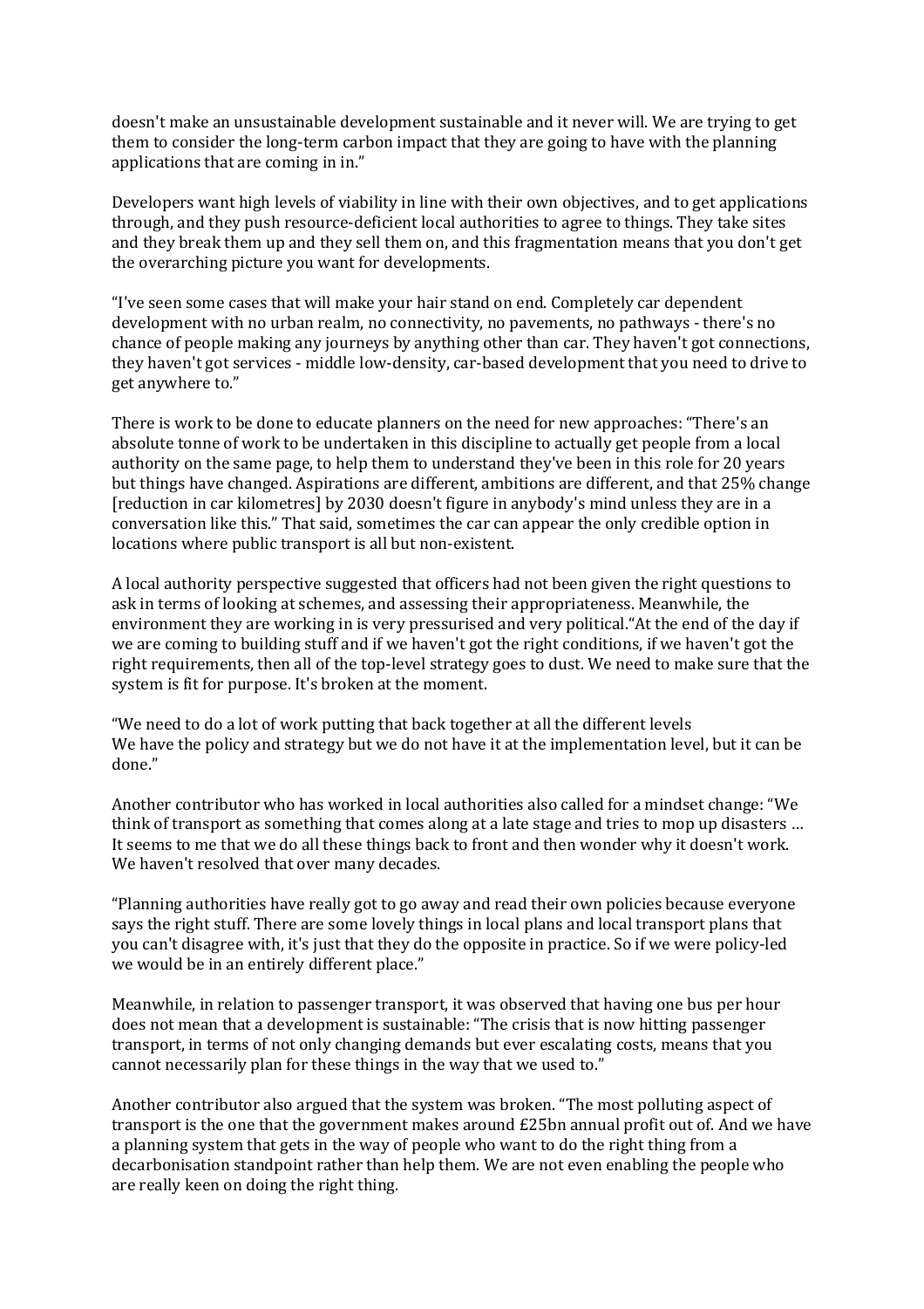doesn't make an unsustainable development sustainable and it never will. We are trying to get them to consider the long-term carbon impact that they are going to have with the planning applications that are coming in in."

Developers want high levels of viability in line with their own objectives, and to get applications through, and they push resource-deficient local authorities to agree to things. They take sites and they break them up and they sell them on, and this fragmentation means that you don't get the overarching picture you want for developments.

"I've seen some cases that will make your hair stand on end. Completely car dependent development with no urban realm, no connectivity, no pavements, no pathways - there's no chance of people making any journeys by anything other than car. They haven't got connections, they haven't got services - middle low-density, car-based development that you need to drive to get anywhere to."

There is work to be done to educate planners on the need for new approaches: "There's an absolute tonne of work to be undertaken in this discipline to actually get people from a local authority on the same page, to help them to understand they've been in this role for 20 years but things have changed. Aspirations are different, ambitions are different, and that 25% change [reduction in car kilometres] by 2030 doesn't figure in anybody's mind unless they are in a conversation like this." That said, sometimes the car can appear the only credible option in locations where public transport is all but non-existent.

A local authority perspective suggested that officers had not been given the right questions to ask in terms of looking at schemes, and assessing their appropriateness. Meanwhile, the environment they are working in is very pressurised and very political."At the end of the day if we are coming to building stuff and if we haven't got the right conditions, if we haven't got the right requirements, then all of the top-level strategy goes to dust. We need to make sure that the system is fit for purpose. It's broken at the moment.

"We need to do a lot of work putting that back together at all the different levels
We have the policy and strategy but we do not have it at the implementation level, but it can be done."

Another contributor who has worked in local authorities also called for a mindset change: "We think of transport as something that comes along at a late stage and tries to mop up disasters … It seems to me that we do all these things back to front and then wonder why it doesn't work. We haven't resolved that over many decades.

"Planning authorities have really got to go away and read their own policies because everyone says the right stuff. There are some lovely things in local plans and local transport plans that you can't disagree with, it's just that they do the opposite in practice. So if we were policy-led we would be in an entirely different place."

Meanwhile, in relation to passenger transport, it was observed that having one bus per hour does not mean that a development is sustainable: "The crisis that is now hitting passenger transport, in terms of not only changing demands but ever escalating costs, means that you cannot necessarily plan for these things in the way that we used to."

Another contributor also argued that the system was broken. "The most polluting aspect of transport is the one that the government makes around £25bn annual profit out of. And we have a planning system that gets in the way of people who want to do the right thing from a decarbonisation standpoint rather than help them. We are not even enabling the people who are really keen on doing the right thing.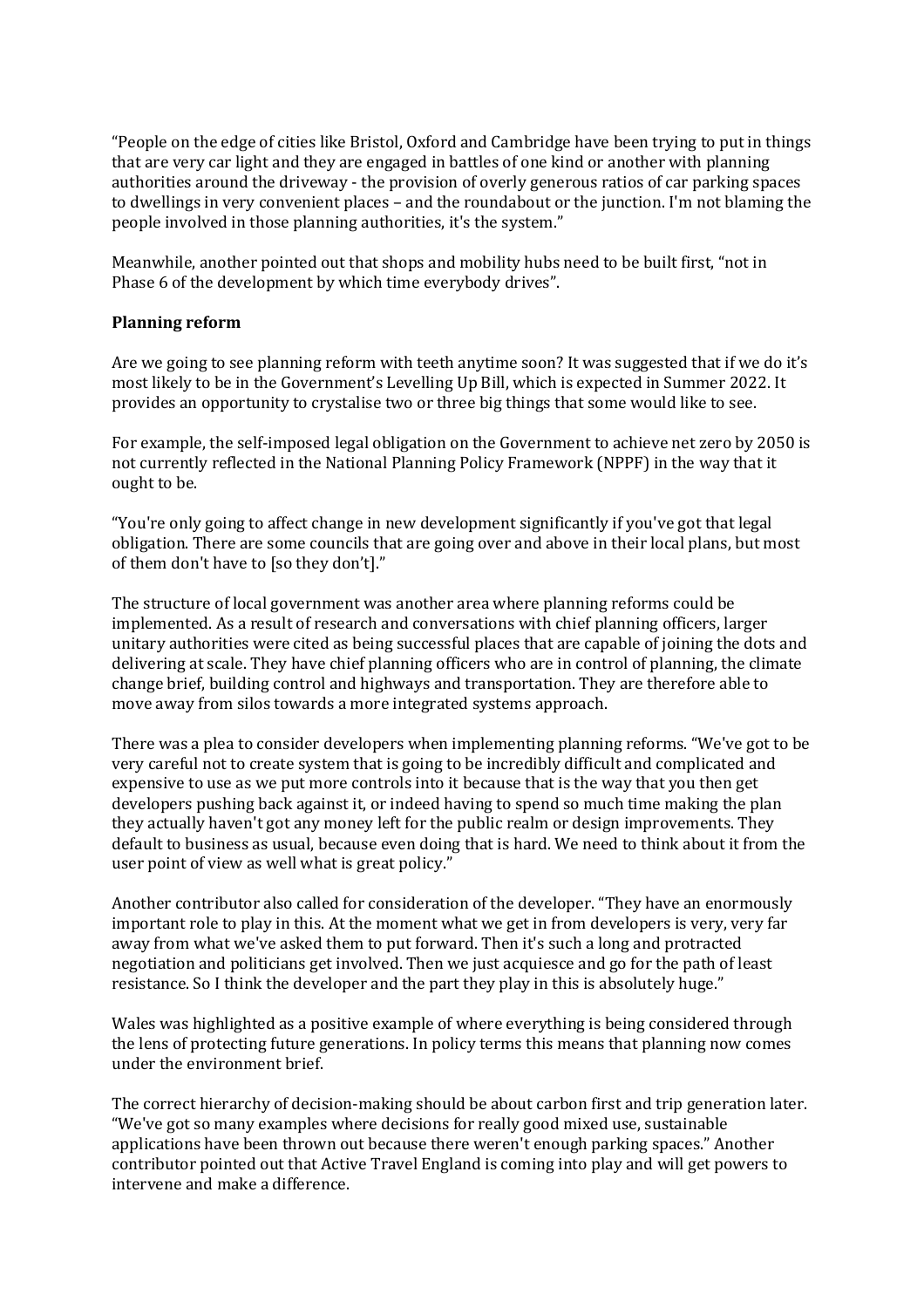"People on the edge of cities like Bristol, Oxford and Cambridge have been trying to put in things that are very car light and they are engaged in battles of one kind or another with planning authorities around the driveway - the provision of overly generous ratios of car parking spaces to dwellings in very convenient places – and the roundabout or the junction. I'm not blaming the people involved in those planning authorities, it's the system."

Meanwhile, another pointed out that shops and mobility hubs need to be built first, "not in Phase 6 of the development by which time everybody drives".

**Planning reform**

Are we going to see planning reform with teeth anytime soon? It was suggested that if we do it's most likely to be in the Government's Levelling Up Bill, which is expected in Summer 2022. It provides an opportunity to crystalise two or three big things that some would like to see.

For example, the self-imposed legal obligation on the Government to achieve net zero by 2050 is not currently reflected in the National Planning Policy Framework (NPPF) in the way that it ought to be.

"You're only going to affect change in new development significantly if you've got that legal obligation. There are some councils that are going over and above in their local plans, but most of them don't have to [so they don't]."

The structure of local government was another area where planning reforms could be implemented. As a result of research and conversations with chief planning officers, larger unitary authorities were cited as being successful places that are capable of joining the dots and delivering at scale. They have chief planning officers who are in control of planning, the climate change brief, building control and highways and transportation. They are therefore able to move away from silos towards a more integrated systems approach.

There was a plea to consider developers when implementing planning reforms. "We've got to be very careful not to create system that is going to be incredibly difficult and complicated and expensive to use as we put more controls into it because that is the way that you then get developers pushing back against it, or indeed having to spend so much time making the plan they actually haven't got any money left for the public realm or design improvements. They default to business as usual, because even doing that is hard. We need to think about it from the user point of view as well what is great policy."

Another contributor also called for consideration of the developer. "They have an enormously important role to play in this. At the moment what we get in from developers is very, very far away from what we've asked them to put forward. Then it's such a long and protracted negotiation and politicians get involved. Then we just acquiesce and go for the path of least resistance. So I think the developer and the part they play in this is absolutely huge."

Wales was highlighted as a positive example of where everything is being considered through the lens of protecting future generations. In policy terms this means that planning now comes under the environment brief.

The correct hierarchy of decision-making should be about carbon first and trip generation later. "We've got so many examples where decisions for really good mixed use, sustainable applications have been thrown out because there weren't enough parking spaces." Another contributor pointed out that Active Travel England is coming into play and will get powers to intervene and make a difference.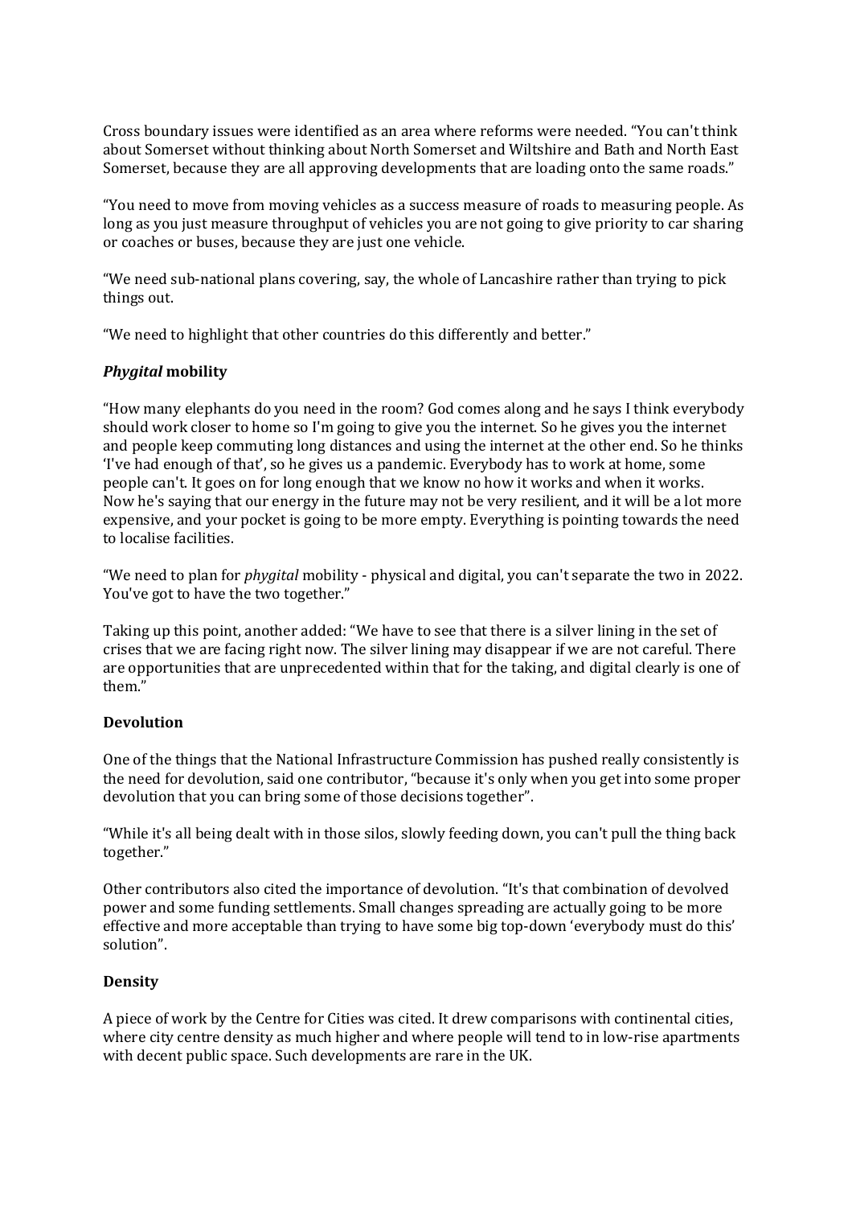Cross boundary issues were identified as an area where reforms were needed. "You can't think about Somerset without thinking about North Somerset and Wiltshire and Bath and North East Somerset, because they are all approving developments that are loading onto the same roads."

"You need to move from moving vehicles as a success measure of roads to measuring people. As long as you just measure throughput of vehicles you are not going to give priority to car sharing or coaches or buses, because they are just one vehicle.

"We need sub-national plans covering, say, the whole of Lancashire rather than trying to pick things out.

"We need to highlight that other countries do this differently and better."

### ***Phygital*** **mobility**

"How many elephants do you need in the room? God comes along and he says I think everybody should work closer to home so I'm going to give you the internet. So he gives you the internet and people keep commuting long distances and using the internet at the other end. So he thinks 'I've had enough of that', so he gives us a pandemic. Everybody has to work at home, some people can't. It goes on for long enough that we know no how it works and when it works. Now he's saying that our energy in the future may not be very resilient, and it will be a lot more expensive, and your pocket is going to be more empty. Everything is pointing towards the need to localise facilities.

"We need to plan for *phygital* mobility - physical and digital, you can't separate the two in 2022. You've got to have the two together."

Taking up this point, another added: "We have to see that there is a silver lining in the set of crises that we are facing right now. The silver lining may disappear if we are not careful. There are opportunities that are unprecedented within that for the taking, and digital clearly is one of them."

### **Devolution**

One of the things that the National Infrastructure Commission has pushed really consistently is the need for devolution, said one contributor, "because it's only when you get into some proper devolution that you can bring some of those decisions together".

"While it's all being dealt with in those silos, slowly feeding down, you can't pull the thing back together."

Other contributors also cited the importance of devolution. "It's that combination of devolved power and some funding settlements. Small changes spreading are actually going to be more effective and more acceptable than trying to have some big top-down 'everybody must do this' solution".

### **Density**

A piece of work by the Centre for Cities was cited. It drew comparisons with continental cities, where city centre density as much higher and where people will tend to in low-rise apartments with decent public space. Such developments are rare in the UK.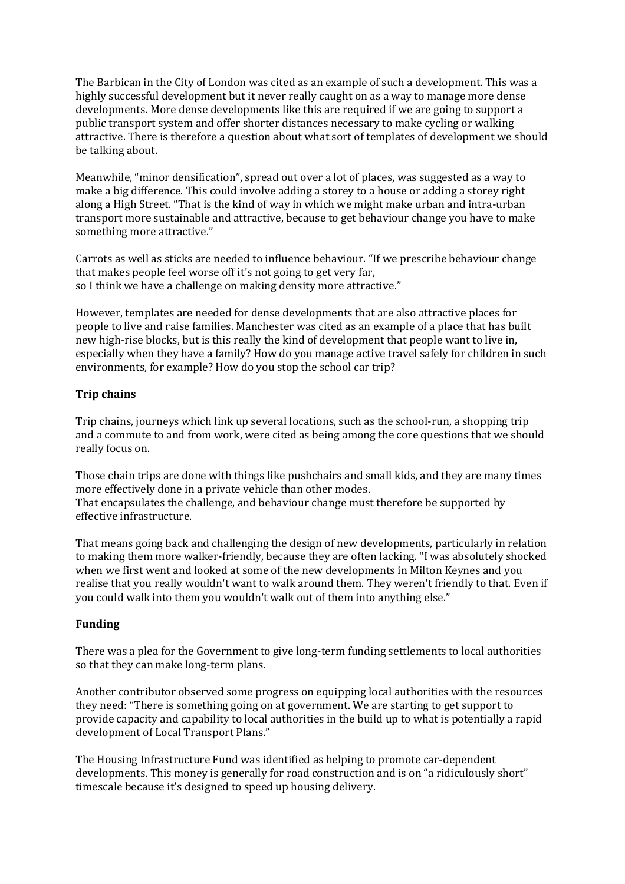The Barbican in the City of London was cited as an example of such a development. This was a highly successful development but it never really caught on as a way to manage more dense developments. More dense developments like this are required if we are going to support a public transport system and offer shorter distances necessary to make cycling or walking attractive. There is therefore a question about what sort of templates of development we should be talking about.

Meanwhile, "minor densification", spread out over a lot of places, was suggested as a way to make a big difference. This could involve adding a storey to a house or adding a storey right along a High Street. "That is the kind of way in which we might make urban and intra-urban transport more sustainable and attractive, because to get behaviour change you have to make something more attractive."

Carrots as well as sticks are needed to influence behaviour. "If we prescribe behaviour change that makes people feel worse off it's not going to get very far, so I think we have a challenge on making density more attractive."

However, templates are needed for dense developments that are also attractive places for people to live and raise families. Manchester was cited as an example of a place that has built new high-rise blocks, but is this really the kind of development that people want to live in, especially when they have a family? How do you manage active travel safely for children in such environments, for example? How do you stop the school car trip?

**Trip chains**

Trip chains, journeys which link up several locations, such as the school-run, a shopping trip and a commute to and from work, were cited as being among the core questions that we should really focus on.

Those chain trips are done with things like pushchairs and small kids, and they are many times more effectively done in a private vehicle than other modes.
That encapsulates the challenge, and behaviour change must therefore be supported by effective infrastructure.

That means going back and challenging the design of new developments, particularly in relation to making them more walker-friendly, because they are often lacking. "I was absolutely shocked when we first went and looked at some of the new developments in Milton Keynes and you realise that you really wouldn't want to walk around them. They weren't friendly to that. Even if you could walk into them you wouldn't walk out of them into anything else."

**Funding**

There was a plea for the Government to give long-term funding settlements to local authorities so that they can make long-term plans.

Another contributor observed some progress on equipping local authorities with the resources they need: "There is something going on at government. We are starting to get support to provide capacity and capability to local authorities in the build up to what is potentially a rapid development of Local Transport Plans."

The Housing Infrastructure Fund was identified as helping to promote car-dependent developments. This money is generally for road construction and is on "a ridiculously short" timescale because it's designed to speed up housing delivery.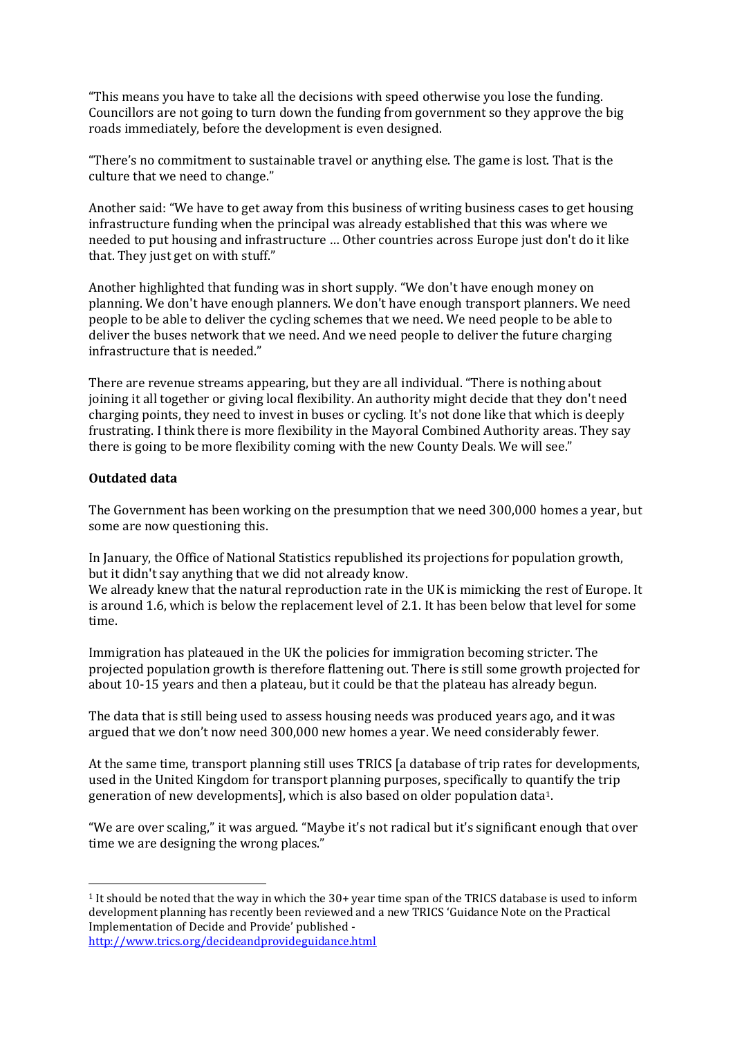"This means you have to take all the decisions with speed otherwise you lose the funding. Councillors are not going to turn down the funding from government so they approve the big roads immediately, before the development is even designed.

"There's no commitment to sustainable travel or anything else. The game is lost. That is the culture that we need to change."

Another said: "We have to get away from this business of writing business cases to get housing infrastructure funding when the principal was already established that this was where we needed to put housing and infrastructure … Other countries across Europe just don't do it like that. They just get on with stuff."

Another highlighted that funding was in short supply. "We don't have enough money on planning. We don't have enough planners. We don't have enough transport planners. We need people to be able to deliver the cycling schemes that we need. We need people to be able to deliver the buses network that we need. And we need people to deliver the future charging infrastructure that is needed."

There are revenue streams appearing, but they are all individual. "There is nothing about joining it all together or giving local flexibility. An authority might decide that they don't need charging points, they need to invest in buses or cycling. It's not done like that which is deeply frustrating. I think there is more flexibility in the Mayoral Combined Authority areas. They say there is going to be more flexibility coming with the new County Deals. We will see."

**Outdated data**

The Government has been working on the presumption that we need 300,000 homes a year, but some are now questioning this.

In January, the Office of National Statistics republished its projections for population growth, but it didn't say anything that we did not already know.
We already knew that the natural reproduction rate in the UK is mimicking the rest of Europe. It is around 1.6, which is below the replacement level of 2.1. It has been below that level for some time.

Immigration has plateaued in the UK the policies for immigration becoming stricter. The projected population growth is therefore flattening out. There is still some growth projected for about 10-15 years and then a plateau, but it could be that the plateau has already begun.

The data that is still being used to assess housing needs was produced years ago, and it was argued that we don't now need 300,000 new homes a year. We need considerably fewer.

At the same time, transport planning still uses TRICS [a database of trip rates for developments, used in the United Kingdom for transport planning purposes, specifically to quantify the trip generation of new developments], which is also based on older population data[1].

"We are over scaling," it was argued. "Maybe it's not radical but it's significant enough that over time we are designing the wrong places."

---

[1] It should be noted that the way in which the 30+ year time span of the TRICS database is used to inform development planning has recently been reviewed and a new TRICS 'Guidance Note on the Practical Implementation of Decide and Provide' published - http://www.trics.org/decideandprovideguidance.html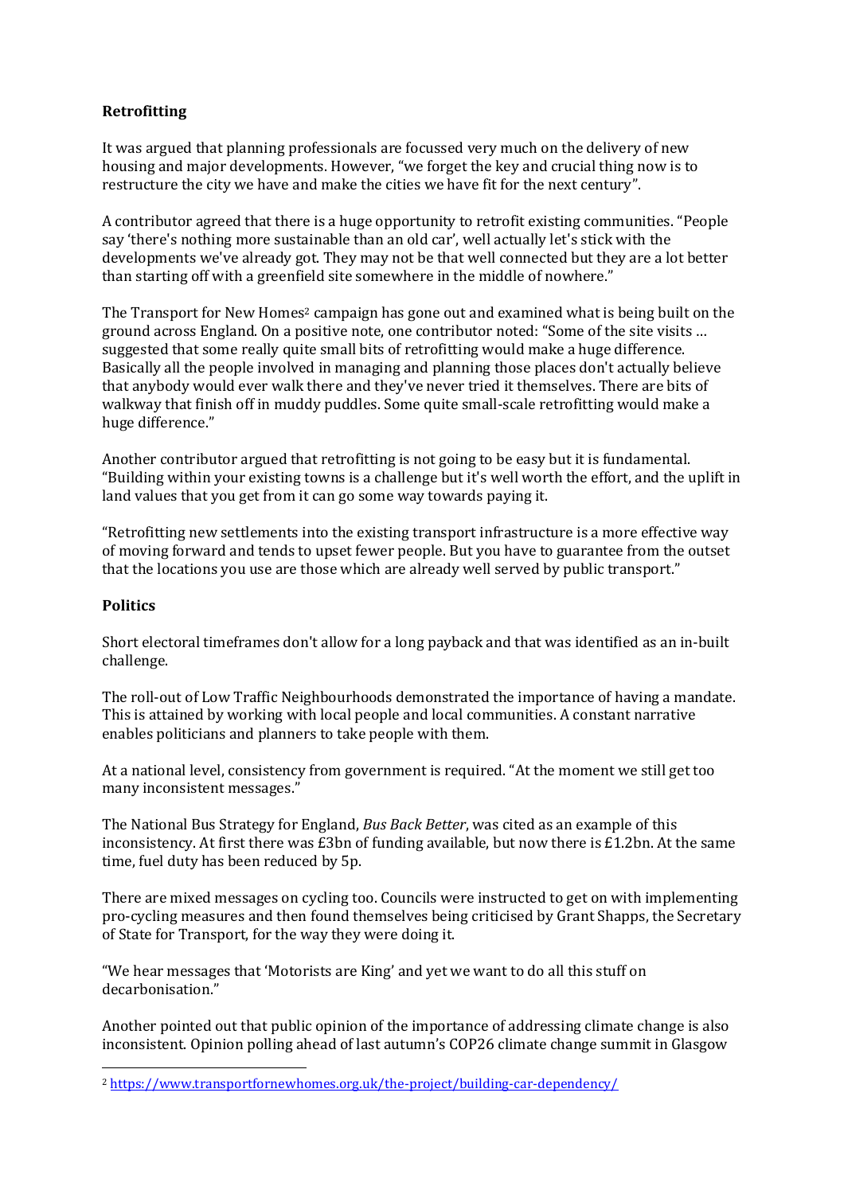**Retrofitting**

It was argued that planning professionals are focussed very much on the delivery of new housing and major developments. However, "we forget the key and crucial thing now is to restructure the city we have and make the cities we have fit for the next century".

A contributor agreed that there is a huge opportunity to retrofit existing communities. "People say 'there's nothing more sustainable than an old car', well actually let's stick with the developments we've already got. They may not be that well connected but they are a lot better than starting off with a greenfield site somewhere in the middle of nowhere."

The Transport for New Homes[2] campaign has gone out and examined what is being built on the ground across England. On a positive note, one contributor noted: "Some of the site visits … suggested that some really quite small bits of retrofitting would make a huge difference. Basically all the people involved in managing and planning those places don't actually believe that anybody would ever walk there and they've never tried it themselves. There are bits of walkway that finish off in muddy puddles. Some quite small-scale retrofitting would make a huge difference."

Another contributor argued that retrofitting is not going to be easy but it is fundamental. "Building within your existing towns is a challenge but it's well worth the effort, and the uplift in land values that you get from it can go some way towards paying it.

"Retrofitting new settlements into the existing transport infrastructure is a more effective way of moving forward and tends to upset fewer people. But you have to guarantee from the outset that the locations you use are those which are already well served by public transport."

**Politics**

Short electoral timeframes don't allow for a long payback and that was identified as an in-built challenge.

The roll-out of Low Traffic Neighbourhoods demonstrated the importance of having a mandate. This is attained by working with local people and local communities. A constant narrative enables politicians and planners to take people with them.

At a national level, consistency from government is required. "At the moment we still get too many inconsistent messages."

The National Bus Strategy for England, *Bus Back Better*, was cited as an example of this inconsistency. At first there was £3bn of funding available, but now there is £1.2bn. At the same time, fuel duty has been reduced by 5p.

There are mixed messages on cycling too. Councils were instructed to get on with implementing pro-cycling measures and then found themselves being criticised by Grant Shapps, the Secretary of State for Transport, for the way they were doing it.

"We hear messages that 'Motorists are King' and yet we want to do all this stuff on decarbonisation."

Another pointed out that public opinion of the importance of addressing climate change is also inconsistent. Opinion polling ahead of last autumn's COP26 climate change summit in Glasgow

[2] https://www.transportfornewhomes.org.uk/the-project/building-car-dependency/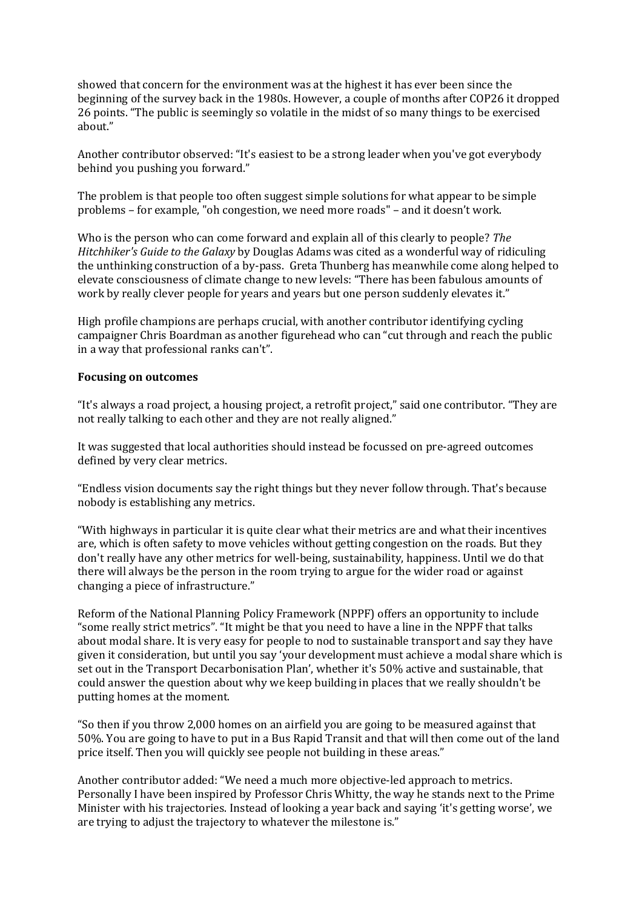showed that concern for the environment was at the highest it has ever been since the beginning of the survey back in the 1980s. However, a couple of months after COP26 it dropped 26 points. "The public is seemingly so volatile in the midst of so many things to be exercised about."

Another contributor observed: "It's easiest to be a strong leader when you've got everybody behind you pushing you forward."

The problem is that people too often suggest simple solutions for what appear to be simple problems – for example, "oh congestion, we need more roads" – and it doesn't work.

Who is the person who can come forward and explain all of this clearly to people? *The Hitchhiker's Guide to the Galaxy* by Douglas Adams was cited as a wonderful way of ridiculing the unthinking construction of a by-pass. Greta Thunberg has meanwhile come along helped to elevate consciousness of climate change to new levels: "There has been fabulous amounts of work by really clever people for years and years but one person suddenly elevates it."

High profile champions are perhaps crucial, with another contributor identifying cycling campaigner Chris Boardman as another figurehead who can "cut through and reach the public in a way that professional ranks can't".

**Focusing on outcomes**

"It's always a road project, a housing project, a retrofit project," said one contributor. "They are not really talking to each other and they are not really aligned."

It was suggested that local authorities should instead be focussed on pre-agreed outcomes defined by very clear metrics.

"Endless vision documents say the right things but they never follow through. That's because nobody is establishing any metrics.

"With highways in particular it is quite clear what their metrics are and what their incentives are, which is often safety to move vehicles without getting congestion on the roads. But they don't really have any other metrics for well-being, sustainability, happiness. Until we do that there will always be the person in the room trying to argue for the wider road or against changing a piece of infrastructure."

Reform of the National Planning Policy Framework (NPPF) offers an opportunity to include "some really strict metrics". "It might be that you need to have a line in the NPPF that talks about modal share. It is very easy for people to nod to sustainable transport and say they have given it consideration, but until you say 'your development must achieve a modal share which is set out in the Transport Decarbonisation Plan', whether it's 50% active and sustainable, that could answer the question about why we keep building in places that we really shouldn't be putting homes at the moment.

"So then if you throw 2,000 homes on an airfield you are going to be measured against that 50%. You are going to have to put in a Bus Rapid Transit and that will then come out of the land price itself. Then you will quickly see people not building in these areas."

Another contributor added: "We need a much more objective-led approach to metrics. Personally I have been inspired by Professor Chris Whitty, the way he stands next to the Prime Minister with his trajectories. Instead of looking a year back and saying 'it's getting worse', we are trying to adjust the trajectory to whatever the milestone is."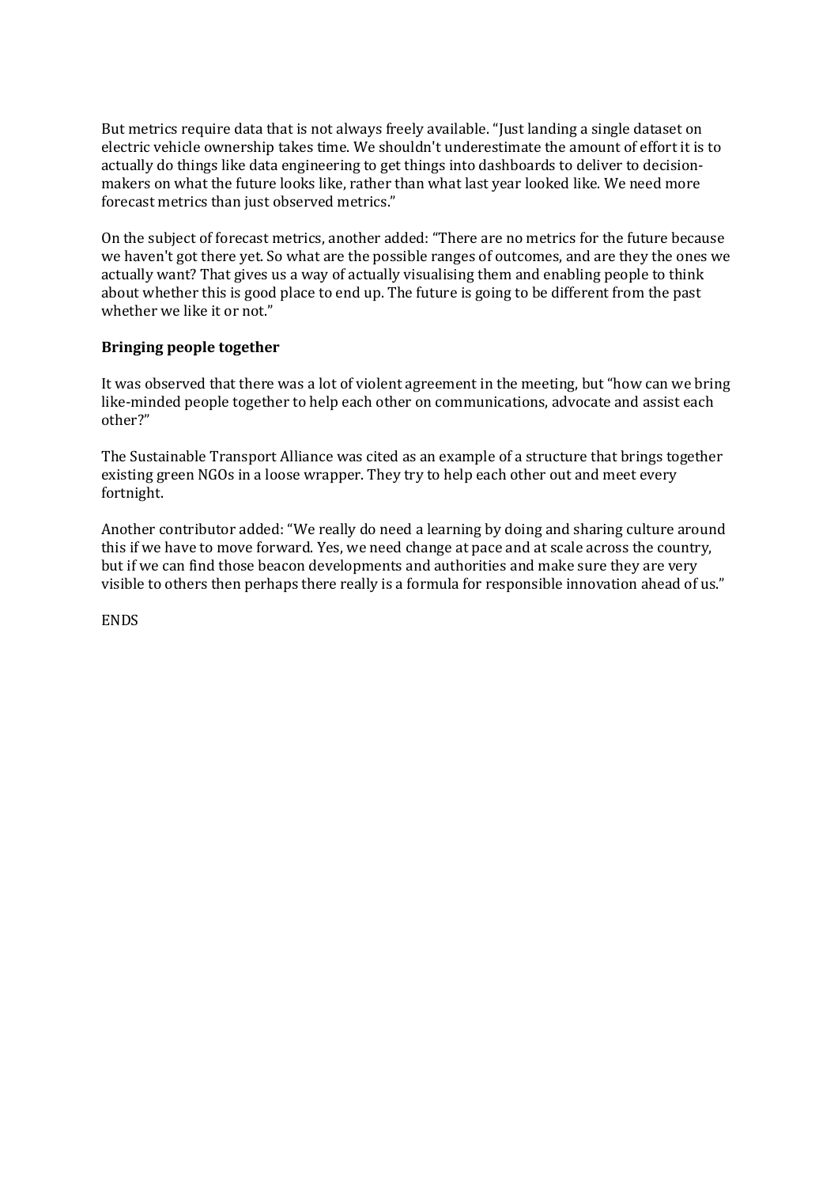But metrics require data that is not always freely available. "Just landing a single dataset on electric vehicle ownership takes time. We shouldn't underestimate the amount of effort it is to actually do things like data engineering to get things into dashboards to deliver to decision-makers on what the future looks like, rather than what last year looked like. We need more forecast metrics than just observed metrics."

On the subject of forecast metrics, another added: "There are no metrics for the future because we haven't got there yet. So what are the possible ranges of outcomes, and are they the ones we actually want? That gives us a way of actually visualising them and enabling people to think about whether this is good place to end up. The future is going to be different from the past whether we like it or not."

**Bringing people together**

It was observed that there was a lot of violent agreement in the meeting, but "how can we bring like-minded people together to help each other on communications, advocate and assist each other?"

The Sustainable Transport Alliance was cited as an example of a structure that brings together existing green NGOs in a loose wrapper. They try to help each other out and meet every fortnight.

Another contributor added: "We really do need a learning by doing and sharing culture around this if we have to move forward. Yes, we need change at pace and at scale across the country, but if we can find those beacon developments and authorities and make sure they are very visible to others then perhaps there really is a formula for responsible innovation ahead of us."

ENDS